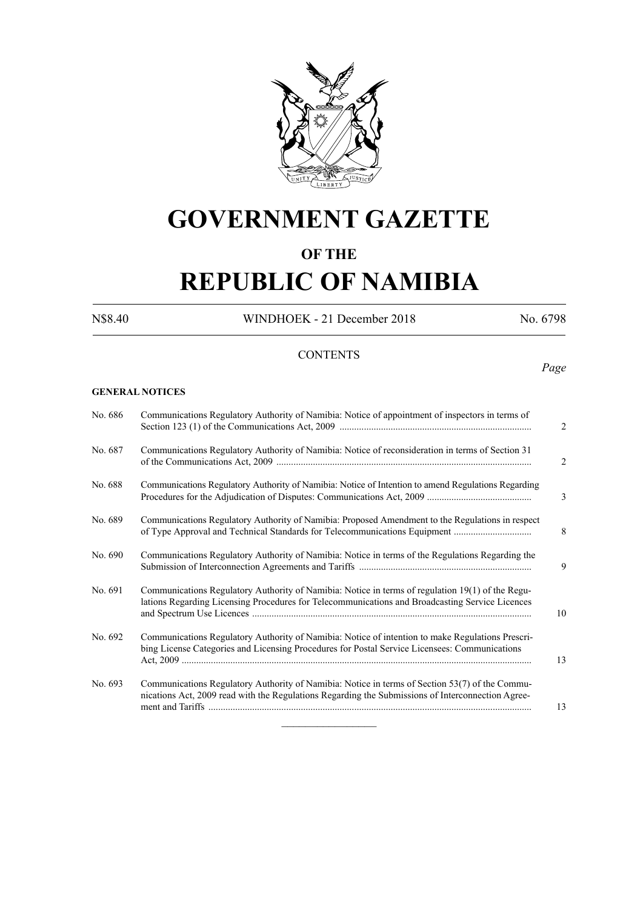# GOVERNMENT GAZETTE

## OF THE

# REPUBLIC OF NAMIBIA

N$8.40 WINDHOEK - 21 December 2018 No. 6798

CONTENTS

*Page*

**GENERAL NOTICES**

| | | |
|---|---|---|
| No. 686 | Communications Regulatory Authority of Namibia: Notice of appointment of inspectors in terms of Section 123 (1) of the Communications Act, 2009 | 2 |
| No. 687 | Communications Regulatory Authority of Namibia: Notice of reconsideration in terms of Section 31 of the Communications Act, 2009 | 2 |
| No. 688 | Communications Regulatory Authority of Namibia: Notice of Intention to amend Regulations Regarding Procedures for the Adjudication of Disputes: Communications Act, 2009 | 3 |
| No. 689 | Communications Regulatory Authority of Namibia: Proposed Amendment to the Regulations in respect of Type Approval and Technical Standards for Telecommunications Equipment | 8 |
| No. 690 | Communications Regulatory Authority of Namibia: Notice in terms of the Regulations Regarding the Submission of Interconnection Agreements and Tariffs | 9 |
| No. 691 | Communications Regulatory Authority of Namibia: Notice in terms of regulation 19(1) of the Regulations Regarding Licensing Procedures for Telecommunications and Broadcasting Service Licences and Spectrum Use Licences | 10 |
| No. 692 | Communications Regulatory Authority of Namibia: Notice of intention to make Regulations Prescribing License Categories and Licensing Procedures for Postal Service Licensees: Communications Act, 2009 | 13 |
| No. 693 | Communications Regulatory Authority of Namibia: Notice in terms of Section 53(7) of the Communications Act, 2009 read with the Regulations Regarding the Submissions of Interconnection Agreement and Tariffs | 13 |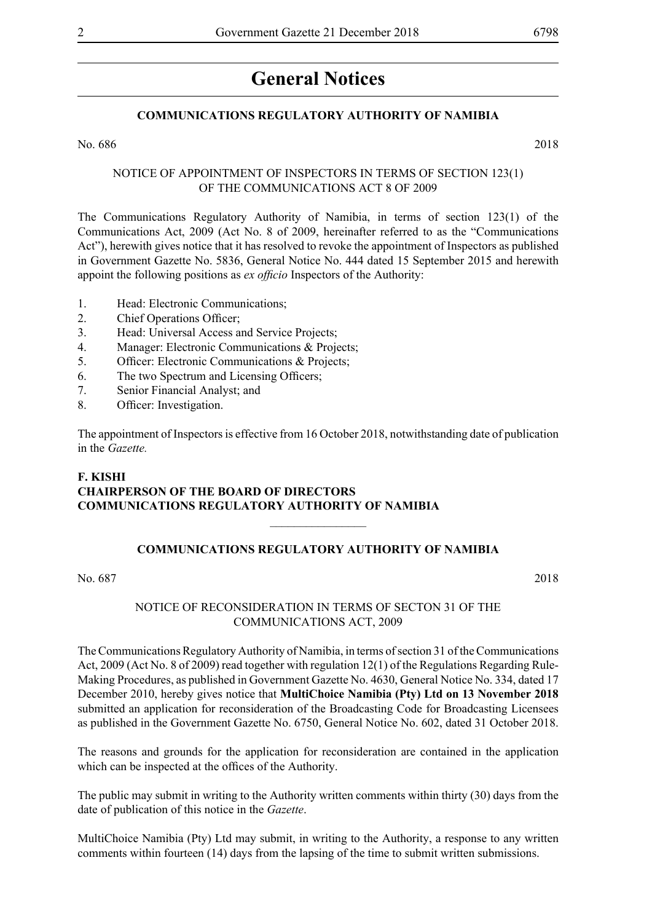# General Notices

**COMMUNICATIONS REGULATORY AUTHORITY OF NAMIBIA**

No. 686 2018

NOTICE OF APPOINTMENT OF INSPECTORS IN TERMS OF SECTION 123(1) OF THE COMMUNICATIONS ACT 8 OF 2009

The Communications Regulatory Authority of Namibia, in terms of section 123(1) of the Communications Act, 2009 (Act No. 8 of 2009, hereinafter referred to as the "Communications Act"), herewith gives notice that it has resolved to revoke the appointment of Inspectors as published in Government Gazette No. 5836, General Notice No. 444 dated 15 September 2015 and herewith appoint the following positions as *ex officio* Inspectors of the Authority:

1. Head: Electronic Communications;
2. Chief Operations Officer;
3. Head: Universal Access and Service Projects;
4. Manager: Electronic Communications & Projects;
5. Officer: Electronic Communications & Projects;
6. The two Spectrum and Licensing Officers;
7. Senior Financial Analyst; and
8. Officer: Investigation.

The appointment of Inspectors is effective from 16 October 2018, notwithstanding date of publication in the *Gazette.*

**F. KISHI**
**CHAIRPERSON OF THE BOARD OF DIRECTORS**
**COMMUNICATIONS REGULATORY AUTHORITY OF NAMIBIA**

---

**COMMUNICATIONS REGULATORY AUTHORITY OF NAMIBIA**

No. 687 2018

NOTICE OF RECONSIDERATION IN TERMS OF SECTON 31 OF THE COMMUNICATIONS ACT, 2009

The Communications Regulatory Authority of Namibia, in terms of section 31 of the Communications Act, 2009 (Act No. 8 of 2009) read together with regulation 12(1) of the Regulations Regarding Rule-Making Procedures, as published in Government Gazette No. 4630, General Notice No. 334, dated 17 December 2010, hereby gives notice that **MultiChoice Namibia (Pty) Ltd on 13 November 2018** submitted an application for reconsideration of the Broadcasting Code for Broadcasting Licensees as published in the Government Gazette No. 6750, General Notice No. 602, dated 31 October 2018.

The reasons and grounds for the application for reconsideration are contained in the application which can be inspected at the offices of the Authority.

The public may submit in writing to the Authority written comments within thirty (30) days from the date of publication of this notice in the *Gazette*.

MultiChoice Namibia (Pty) Ltd may submit, in writing to the Authority, a response to any written comments within fourteen (14) days from the lapsing of the time to submit written submissions.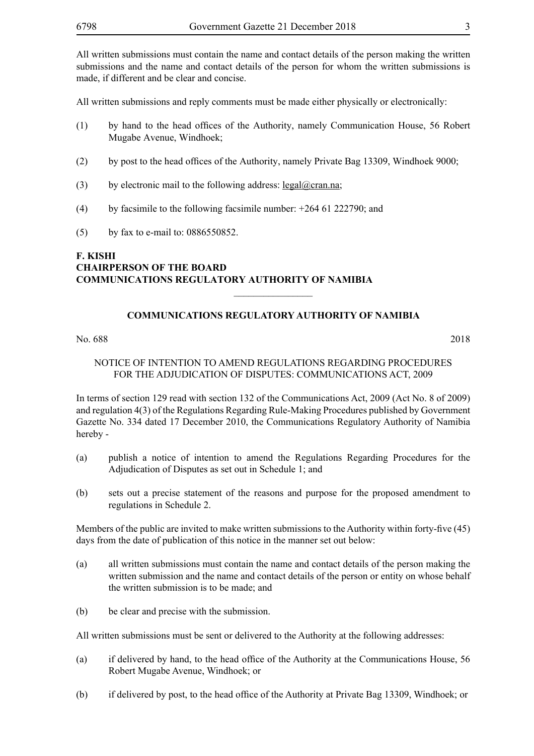All written submissions must contain the name and contact details of the person making the written submissions and the name and contact details of the person for whom the written submissions is made, if different and be clear and concise.

All written submissions and reply comments must be made either physically or electronically:

(1) by hand to the head offices of the Authority, namely Communication House, 56 Robert Mugabe Avenue, Windhoek;

(2) by post to the head offices of the Authority, namely Private Bag 13309, Windhoek 9000;

(3) by electronic mail to the following address: legal@cran.na;

(4) by facsimile to the following facsimile number: +264 61 222790; and

(5) by fax to e-mail to: 0886550852.

**F. KISHI**
**CHAIRPERSON OF THE BOARD**
**COMMUNICATIONS REGULATORY AUTHORITY OF NAMIBIA**

---

## COMMUNICATIONS REGULATORY AUTHORITY OF NAMIBIA

No. 688 2018

NOTICE OF INTENTION TO AMEND REGULATIONS REGARDING PROCEDURES FOR THE ADJUDICATION OF DISPUTES: COMMUNICATIONS ACT, 2009

In terms of section 129 read with section 132 of the Communications Act, 2009 (Act No. 8 of 2009) and regulation 4(3) of the Regulations Regarding Rule-Making Procedures published by Government Gazette No. 334 dated 17 December 2010, the Communications Regulatory Authority of Namibia hereby -

(a) publish a notice of intention to amend the Regulations Regarding Procedures for the Adjudication of Disputes as set out in Schedule 1; and

(b) sets out a precise statement of the reasons and purpose for the proposed amendment to regulations in Schedule 2.

Members of the public are invited to make written submissions to the Authority within forty-five (45) days from the date of publication of this notice in the manner set out below:

(a) all written submissions must contain the name and contact details of the person making the written submission and the name and contact details of the person or entity on whose behalf the written submission is to be made; and

(b) be clear and precise with the submission.

All written submissions must be sent or delivered to the Authority at the following addresses:

(a) if delivered by hand, to the head office of the Authority at the Communications House, 56 Robert Mugabe Avenue, Windhoek; or

(b) if delivered by post, to the head office of the Authority at Private Bag 13309, Windhoek; or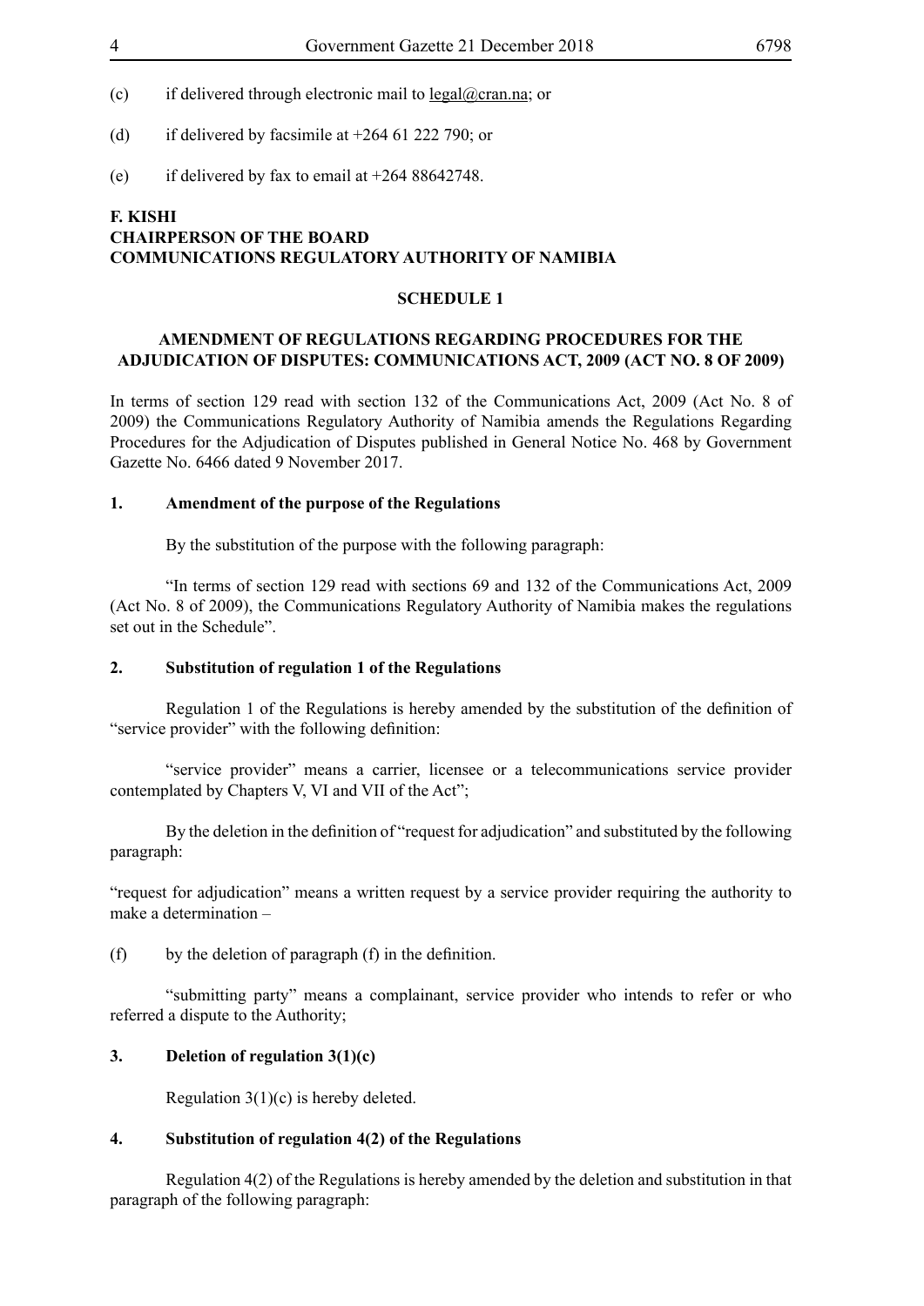(c) if delivered through electronic mail to legal@cran.na; or

(d) if delivered by facsimile at +264 61 222 790; or

(e) if delivered by fax to email at +264 88642748.

**F. KISHI**
**CHAIRPERSON OF THE BOARD**
**COMMUNICATIONS REGULATORY AUTHORITY OF NAMIBIA**

## SCHEDULE 1

## AMENDMENT OF REGULATIONS REGARDING PROCEDURES FOR THE ADJUDICATION OF DISPUTES: COMMUNICATIONS ACT, 2009 (ACT NO. 8 OF 2009)

In terms of section 129 read with section 132 of the Communications Act, 2009 (Act No. 8 of 2009) the Communications Regulatory Authority of Namibia amends the Regulations Regarding Procedures for the Adjudication of Disputes published in General Notice No. 468 by Government Gazette No. 6466 dated 9 November 2017.

### 1. Amendment of the purpose of the Regulations

By the substitution of the purpose with the following paragraph:

"In terms of section 129 read with sections 69 and 132 of the Communications Act, 2009 (Act No. 8 of 2009), the Communications Regulatory Authority of Namibia makes the regulations set out in the Schedule".

### 2. Substitution of regulation 1 of the Regulations

Regulation 1 of the Regulations is hereby amended by the substitution of the definition of "service provider" with the following definition:

"service provider" means a carrier, licensee or a telecommunications service provider contemplated by Chapters V, VI and VII of the Act";

By the deletion in the definition of "request for adjudication" and substituted by the following paragraph:

"request for adjudication" means a written request by a service provider requiring the authority to make a determination –

(f) by the deletion of paragraph (f) in the definition.

"submitting party" means a complainant, service provider who intends to refer or who referred a dispute to the Authority;

### 3. Deletion of regulation 3(1)(c)

Regulation 3(1)(c) is hereby deleted.

### 4. Substitution of regulation 4(2) of the Regulations

Regulation 4(2) of the Regulations is hereby amended by the deletion and substitution in that paragraph of the following paragraph: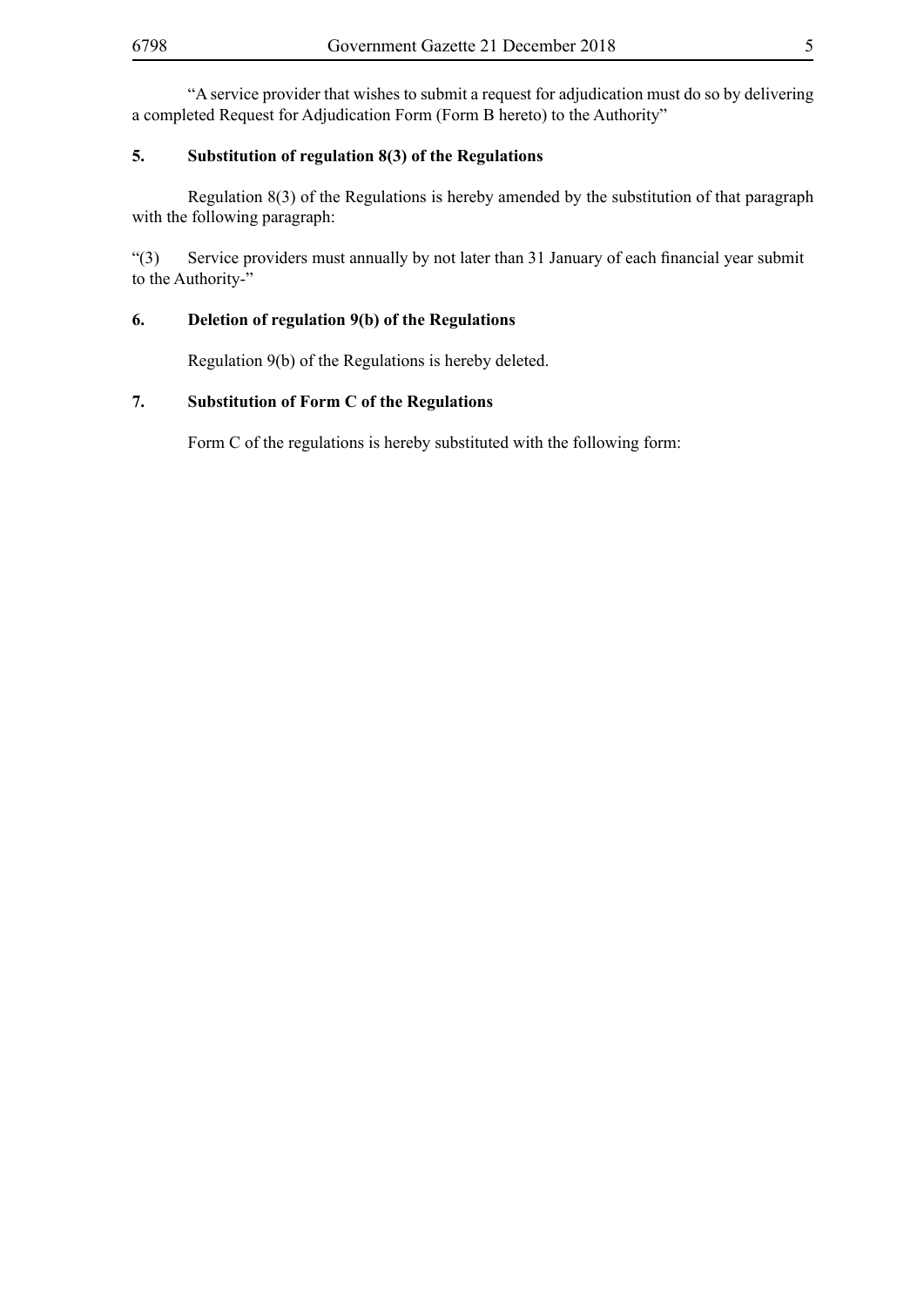"A service provider that wishes to submit a request for adjudication must do so by delivering a completed Request for Adjudication Form (Form B hereto) to the Authority"

**5. Substitution of regulation 8(3) of the Regulations**

Regulation 8(3) of the Regulations is hereby amended by the substitution of that paragraph with the following paragraph:

"(3) Service providers must annually by not later than 31 January of each financial year submit to the Authority-"

**6. Deletion of regulation 9(b) of the Regulations**

Regulation 9(b) of the Regulations is hereby deleted.

**7. Substitution of Form C of the Regulations**

Form C of the regulations is hereby substituted with the following form: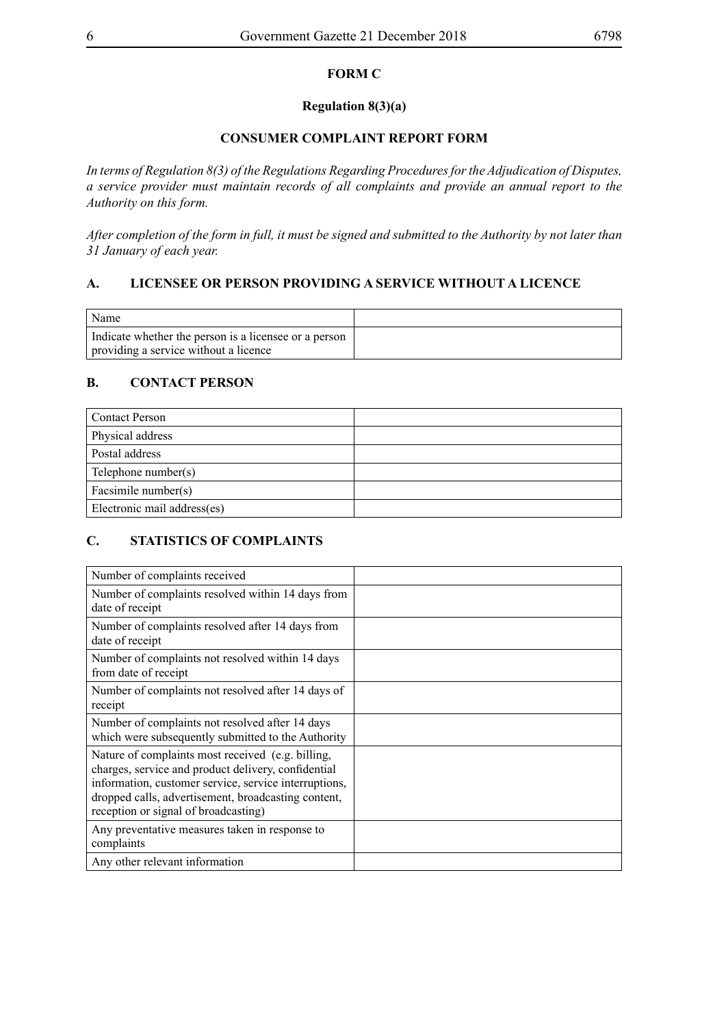**FORM C**

**Regulation 8(3)(a)**

**CONSUMER COMPLAINT REPORT FORM**

*In terms of Regulation 8(3) of the Regulations Regarding Procedures for the Adjudication of Disputes, a service provider must maintain records of all complaints and provide an annual report to the Authority on this form.*

*After completion of the form in full, it must be signed and submitted to the Authority by not later than 31 January of each year.*

## A. LICENSEE OR PERSON PROVIDING A SERVICE WITHOUT A LICENCE

| | |
|---|---|
| Name | |
| Indicate whether the person is a licensee or a person providing a service without a licence | |

## B. CONTACT PERSON

| | |
|---|---|
| Contact Person | |
| Physical address | |
| Postal address | |
| Telephone number(s) | |
| Facsimile number(s) | |
| Electronic mail address(es) | |

## C. STATISTICS OF COMPLAINTS

| | |
|---|---|
| Number of complaints received | |
| Number of complaints resolved within 14 days from date of receipt | |
| Number of complaints resolved after 14 days from date of receipt | |
| Number of complaints not resolved within 14 days from date of receipt | |
| Number of complaints not resolved after 14 days of receipt | |
| Number of complaints not resolved after 14 days which were subsequently submitted to the Authority | |
| Nature of complaints most received (e.g. billing, charges, service and product delivery, confidential information, customer service, service interruptions, dropped calls, advertisement, broadcasting content, reception or signal of broadcasting) | |
| Any preventative measures taken in response to complaints | |
| Any other relevant information | |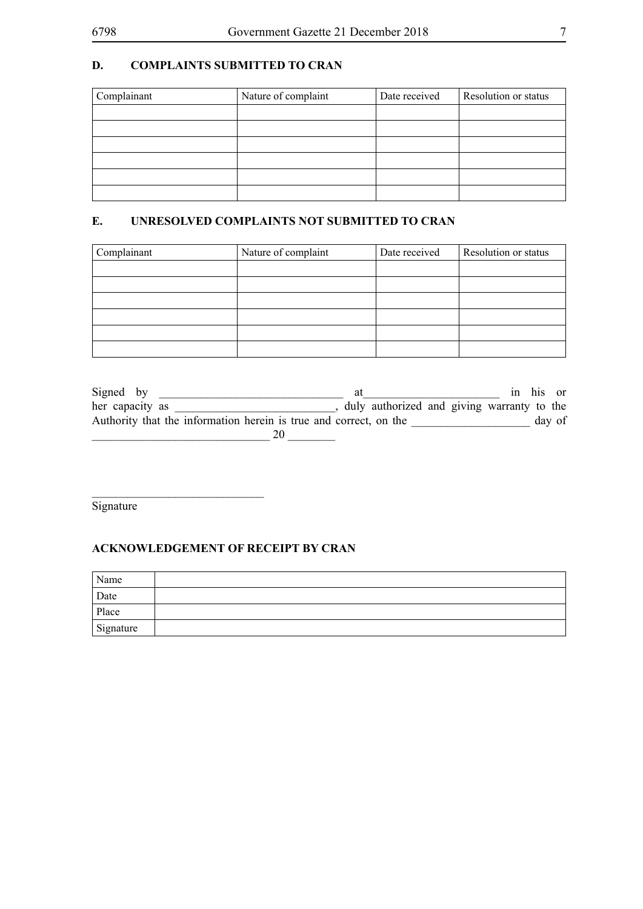## D. COMPLAINTS SUBMITTED TO CRAN

| Complainant | Nature of complaint | Date received | Resolution or status |
|---|---|---|---|
| | | | |
| | | | |
| | | | |
| | | | |
| | | | |
| | | | |

## E. UNRESOLVED COMPLAINTS NOT SUBMITTED TO CRAN

| Complainant | Nature of complaint | Date received | Resolution or status |
|---|---|---|---|
| | | | |
| | | | |
| | | | |
| | | | |
| | | | |
| | | | |

Signed by _______________________________ at_______________________ in his or her capacity as ___________________________, duly authorized and giving warranty to the Authority that the information herein is true and correct, on the ____________________ day of ______________________________ 20 ________

_____________________________
Signature

## ACKNOWLEDGEMENT OF RECEIPT BY CRAN

| Name | |
|---|---|
| Date | |
| Place | |
| Signature | |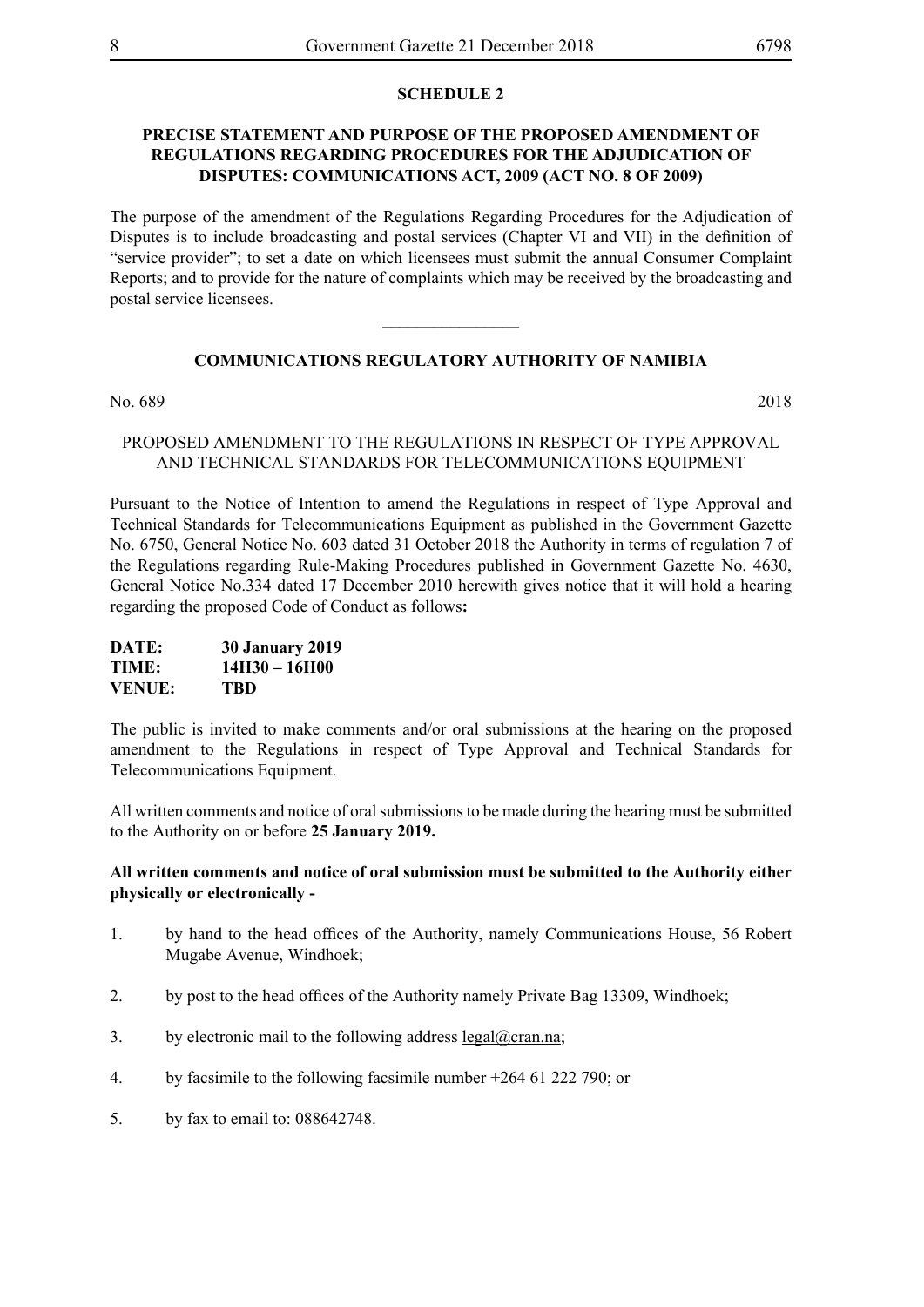## SCHEDULE 2

### PRECISE STATEMENT AND PURPOSE OF THE PROPOSED AMENDMENT OF REGULATIONS REGARDING PROCEDURES FOR THE ADJUDICATION OF DISPUTES: COMMUNICATIONS ACT, 2009 (ACT NO. 8 OF 2009)

The purpose of the amendment of the Regulations Regarding Procedures for the Adjudication of Disputes is to include broadcasting and postal services (Chapter VI and VII) in the definition of "service provider"; to set a date on which licensees must submit the annual Consumer Complaint Reports; and to provide for the nature of complaints which may be received by the broadcasting and postal service licensees.

________________

## COMMUNICATIONS REGULATORY AUTHORITY OF NAMIBIA

No. 689 2018

PROPOSED AMENDMENT TO THE REGULATIONS IN RESPECT OF TYPE APPROVAL AND TECHNICAL STANDARDS FOR TELECOMMUNICATIONS EQUIPMENT

Pursuant to the Notice of Intention to amend the Regulations in respect of Type Approval and Technical Standards for Telecommunications Equipment as published in the Government Gazette No. 6750, General Notice No. 603 dated 31 October 2018 the Authority in terms of regulation 7 of the Regulations regarding Rule-Making Procedures published in Government Gazette No. 4630, General Notice No.334 dated 17 December 2010 herewith gives notice that it will hold a hearing regarding the proposed Code of Conduct as follows**:**

**DATE:** **30 January 2019**
**TIME:** **14H30 – 16H00**
**VENUE:** **TBD**

The public is invited to make comments and/or oral submissions at the hearing on the proposed amendment to the Regulations in respect of Type Approval and Technical Standards for Telecommunications Equipment.

All written comments and notice of oral submissions to be made during the hearing must be submitted to the Authority on or before **25 January 2019.**

**All written comments and notice of oral submission must be submitted to the Authority either physically or electronically -**

1. by hand to the head offices of the Authority, namely Communications House, 56 Robert Mugabe Avenue, Windhoek;
2. by post to the head offices of the Authority namely Private Bag 13309, Windhoek;
3. by electronic mail to the following address legal@cran.na;
4. by facsimile to the following facsimile number +264 61 222 790; or
5. by fax to email to: 088642748.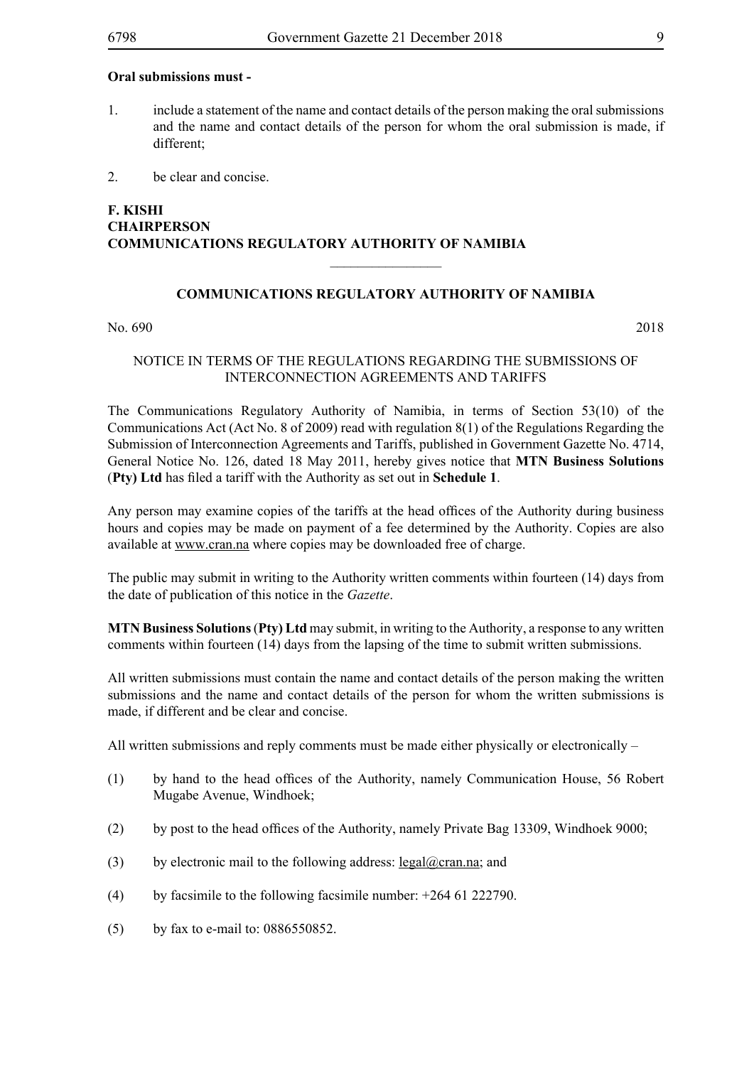**Oral submissions must -**

1. include a statement of the name and contact details of the person making the oral submissions and the name and contact details of the person for whom the oral submission is made, if different;

2. be clear and concise.

**F. KISHI**
**CHAIRPERSON**
**COMMUNICATIONS REGULATORY AUTHORITY OF NAMIBIA**

---

## COMMUNICATIONS REGULATORY AUTHORITY OF NAMIBIA

No. 690 2018

NOTICE IN TERMS OF THE REGULATIONS REGARDING THE SUBMISSIONS OF INTERCONNECTION AGREEMENTS AND TARIFFS

The Communications Regulatory Authority of Namibia, in terms of Section 53(10) of the Communications Act (Act No. 8 of 2009) read with regulation 8(1) of the Regulations Regarding the Submission of Interconnection Agreements and Tariffs, published in Government Gazette No. 4714, General Notice No. 126, dated 18 May 2011, hereby gives notice that **MTN Business Solutions** (**Pty) Ltd** has filed a tariff with the Authority as set out in **Schedule 1**.

Any person may examine copies of the tariffs at the head offices of the Authority during business hours and copies may be made on payment of a fee determined by the Authority. Copies are also available at www.cran.na where copies may be downloaded free of charge.

The public may submit in writing to the Authority written comments within fourteen (14) days from the date of publication of this notice in the *Gazette*.

**MTN Business Solutions** (**Pty) Ltd** may submit, in writing to the Authority, a response to any written comments within fourteen (14) days from the lapsing of the time to submit written submissions.

All written submissions must contain the name and contact details of the person making the written submissions and the name and contact details of the person for whom the written submissions is made, if different and be clear and concise.

All written submissions and reply comments must be made either physically or electronically –

(1) by hand to the head offices of the Authority, namely Communication House, 56 Robert Mugabe Avenue, Windhoek;

(2) by post to the head offices of the Authority, namely Private Bag 13309, Windhoek 9000;

(3) by electronic mail to the following address: legal@cran.na; and

(4) by facsimile to the following facsimile number: +264 61 222790.

(5) by fax to e-mail to: 0886550852.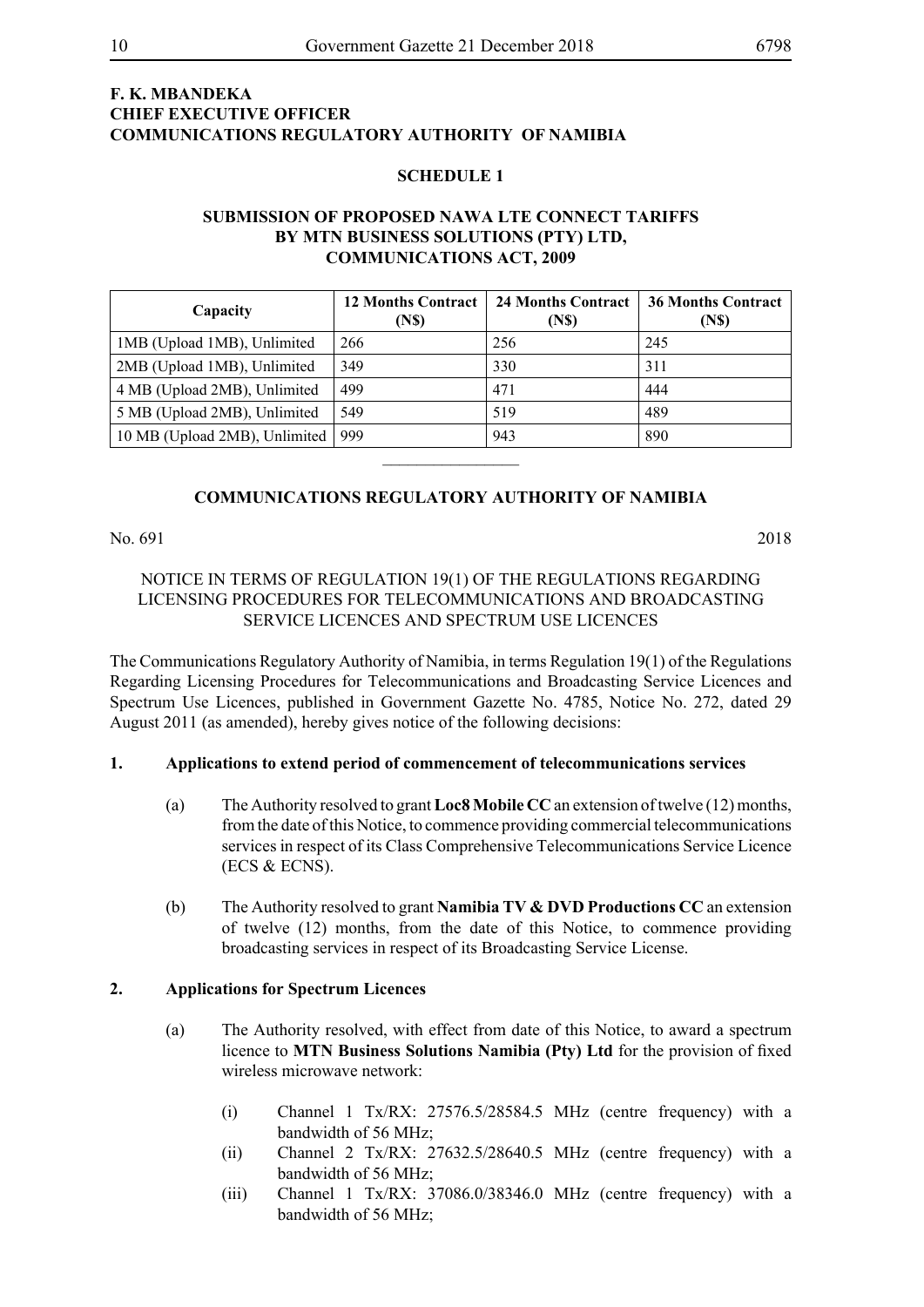**F. K. MBANDEKA**
**CHIEF EXECUTIVE OFFICER**
**COMMUNICATIONS REGULATORY AUTHORITY OF NAMIBIA**

**SCHEDULE 1**

**SUBMISSION OF PROPOSED NAWA LTE CONNECT TARIFFS BY MTN BUSINESS SOLUTIONS (PTY) LTD, COMMUNICATIONS ACT, 2009**

| Capacity | 12 Months Contract (N$) | 24 Months Contract (N$) | 36 Months Contract (N$) |
|---|---|---|---|
| 1MB (Upload 1MB), Unlimited | 266 | 256 | 245 |
| 2MB (Upload 1MB), Unlimited | 349 | 330 | 311 |
| 4 MB (Upload 2MB), Unlimited | 499 | 471 | 444 |
| 5 MB (Upload 2MB), Unlimited | 549 | 519 | 489 |
| 10 MB (Upload 2MB), Unlimited | 999 | 943 | 890 |

---

## COMMUNICATIONS REGULATORY AUTHORITY OF NAMIBIA

No. 691 2018

NOTICE IN TERMS OF REGULATION 19(1) OF THE REGULATIONS REGARDING LICENSING PROCEDURES FOR TELECOMMUNICATIONS AND BROADCASTING SERVICE LICENCES AND SPECTRUM USE LICENCES

The Communications Regulatory Authority of Namibia, in terms Regulation 19(1) of the Regulations Regarding Licensing Procedures for Telecommunications and Broadcasting Service Licences and Spectrum Use Licences, published in Government Gazette No. 4785, Notice No. 272, dated 29 August 2011 (as amended), hereby gives notice of the following decisions:

**1. Applications to extend period of commencement of telecommunications services**

(a) The Authority resolved to grant **Loc8 Mobile CC** an extension of twelve (12) months, from the date of this Notice, to commence providing commercial telecommunications services in respect of its Class Comprehensive Telecommunications Service Licence (ECS & ECNS).

(b) The Authority resolved to grant **Namibia TV & DVD Productions CC** an extension of twelve (12) months, from the date of this Notice, to commence providing broadcasting services in respect of its Broadcasting Service License.

**2. Applications for Spectrum Licences**

(a) The Authority resolved, with effect from date of this Notice, to award a spectrum licence to **MTN Business Solutions Namibia (Pty) Ltd** for the provision of fixed wireless microwave network:

(i) Channel 1 Tx/RX: 27576.5/28584.5 MHz (centre frequency) with a bandwidth of 56 MHz;

(ii) Channel 2 Tx/RX: 27632.5/28640.5 MHz (centre frequency) with a bandwidth of 56 MHz;

(iii) Channel 1 Tx/RX: 37086.0/38346.0 MHz (centre frequency) with a bandwidth of 56 MHz;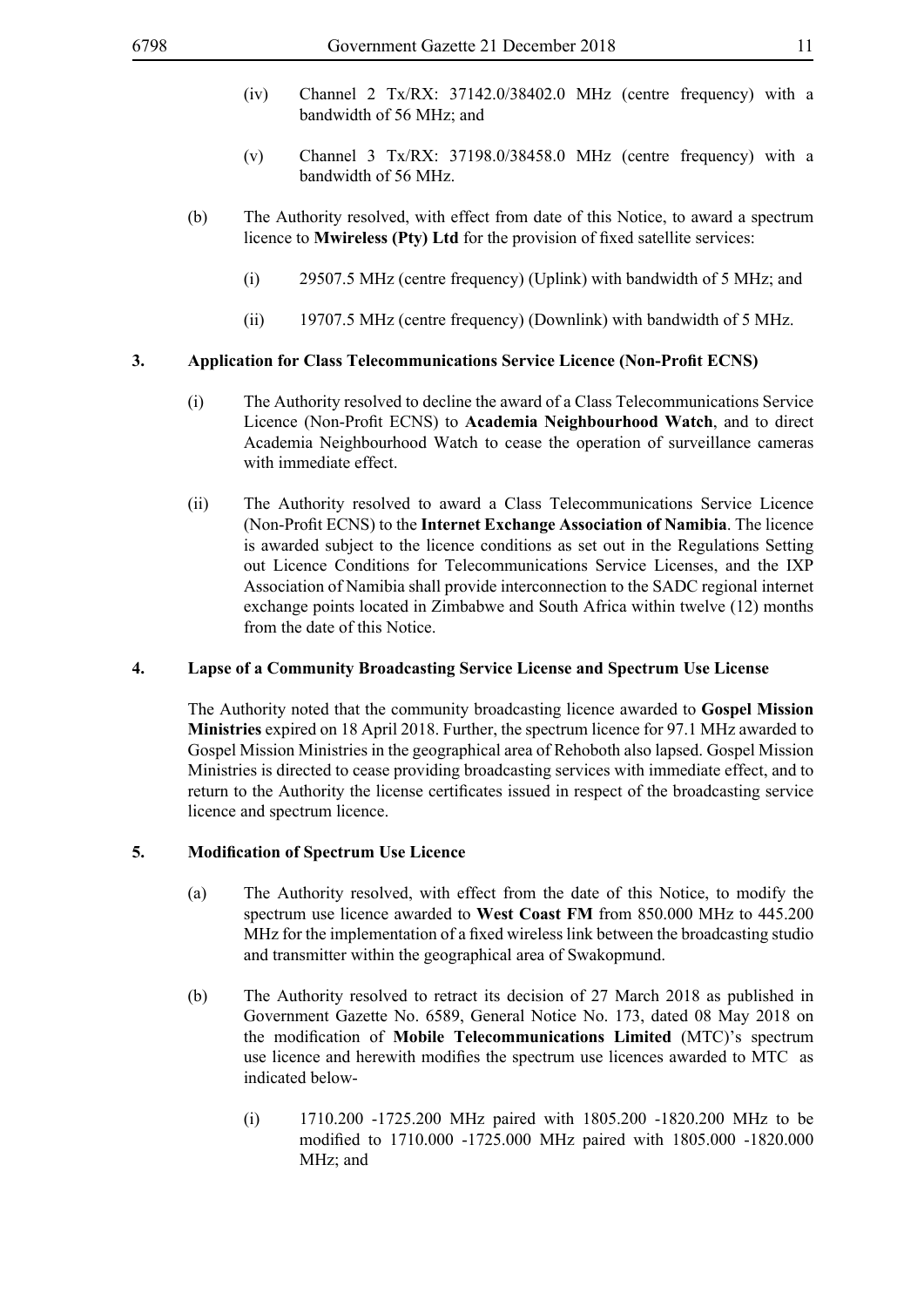(iv) Channel 2 Tx/RX: 37142.0/38402.0 MHz (centre frequency) with a bandwidth of 56 MHz; and

(v) Channel 3 Tx/RX: 37198.0/38458.0 MHz (centre frequency) with a bandwidth of 56 MHz.

(b) The Authority resolved, with effect from date of this Notice, to award a spectrum licence to **Mwireless (Pty) Ltd** for the provision of fixed satellite services:

(i) 29507.5 MHz (centre frequency) (Uplink) with bandwidth of 5 MHz; and

(ii) 19707.5 MHz (centre frequency) (Downlink) with bandwidth of 5 MHz.

**3. Application for Class Telecommunications Service Licence (Non-Profit ECNS)**

(i) The Authority resolved to decline the award of a Class Telecommunications Service Licence (Non-Profit ECNS) to **Academia Neighbourhood Watch**, and to direct Academia Neighbourhood Watch to cease the operation of surveillance cameras with immediate effect.

(ii) The Authority resolved to award a Class Telecommunications Service Licence (Non-Profit ECNS) to the **Internet Exchange Association of Namibia**. The licence is awarded subject to the licence conditions as set out in the Regulations Setting out Licence Conditions for Telecommunications Service Licenses, and the IXP Association of Namibia shall provide interconnection to the SADC regional internet exchange points located in Zimbabwe and South Africa within twelve (12) months from the date of this Notice.

**4. Lapse of a Community Broadcasting Service License and Spectrum Use License**

The Authority noted that the community broadcasting licence awarded to **Gospel Mission Ministries** expired on 18 April 2018. Further, the spectrum licence for 97.1 MHz awarded to Gospel Mission Ministries in the geographical area of Rehoboth also lapsed. Gospel Mission Ministries is directed to cease providing broadcasting services with immediate effect, and to return to the Authority the license certificates issued in respect of the broadcasting service licence and spectrum licence.

**5. Modification of Spectrum Use Licence**

(a) The Authority resolved, with effect from the date of this Notice, to modify the spectrum use licence awarded to **West Coast FM** from 850.000 MHz to 445.200 MHz for the implementation of a fixed wireless link between the broadcasting studio and transmitter within the geographical area of Swakopmund.

(b) The Authority resolved to retract its decision of 27 March 2018 as published in Government Gazette No. 6589, General Notice No. 173, dated 08 May 2018 on the modification of **Mobile Telecommunications Limited** (MTC)'s spectrum use licence and herewith modifies the spectrum use licences awarded to MTC as indicated below-

(i) 1710.200 -1725.200 MHz paired with 1805.200 -1820.200 MHz to be modified to 1710.000 -1725.000 MHz paired with 1805.000 -1820.000 MHz; and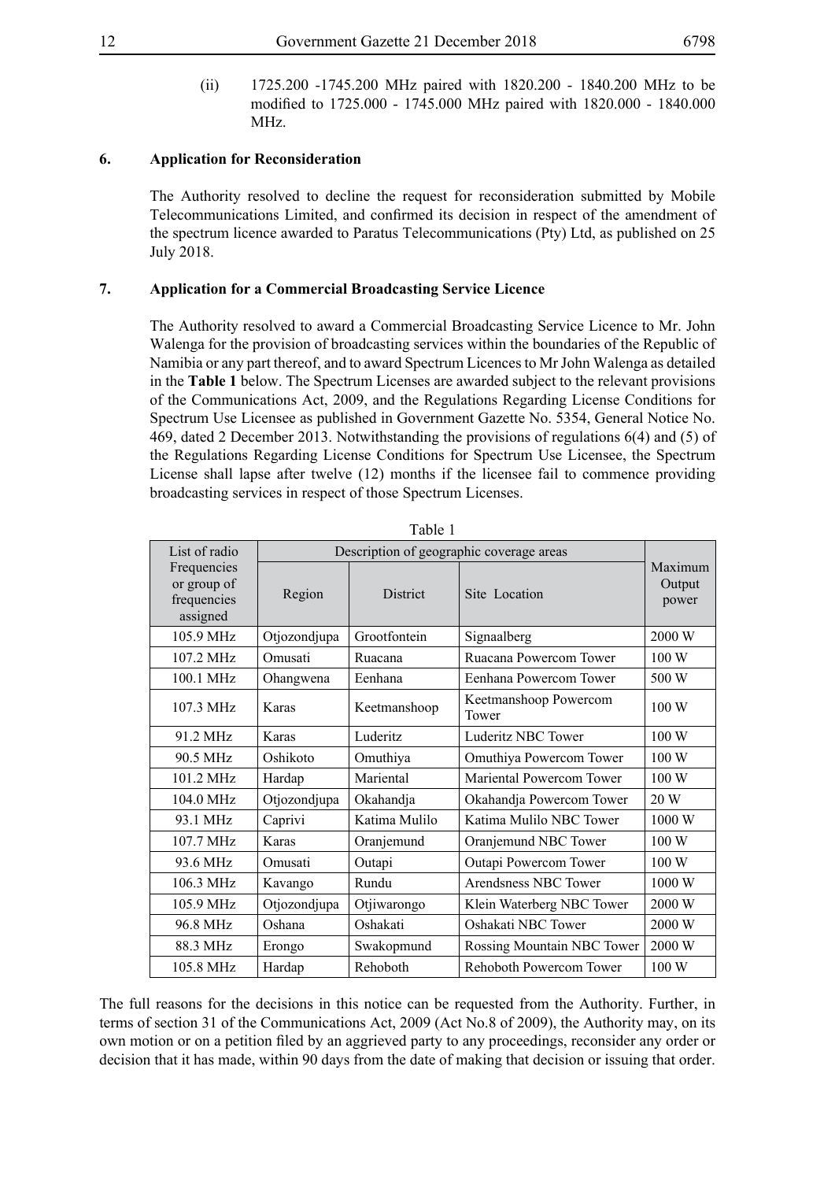(ii) 1725.200 -1745.200 MHz paired with 1820.200 - 1840.200 MHz to be modified to 1725.000 - 1745.000 MHz paired with 1820.000 - 1840.000 MHz.

**6. Application for Reconsideration**

The Authority resolved to decline the request for reconsideration submitted by Mobile Telecommunications Limited, and confirmed its decision in respect of the amendment of the spectrum licence awarded to Paratus Telecommunications (Pty) Ltd, as published on 25 July 2018.

**7. Application for a Commercial Broadcasting Service Licence**

The Authority resolved to award a Commercial Broadcasting Service Licence to Mr. John Walenga for the provision of broadcasting services within the boundaries of the Republic of Namibia or any part thereof, and to award Spectrum Licences to Mr John Walenga as detailed in the **Table 1** below. The Spectrum Licenses are awarded subject to the relevant provisions of the Communications Act, 2009, and the Regulations Regarding License Conditions for Spectrum Use Licensee as published in Government Gazette No. 5354, General Notice No. 469, dated 2 December 2013. Notwithstanding the provisions of regulations 6(4) and (5) of the Regulations Regarding License Conditions for Spectrum Use Licensee, the Spectrum License shall lapse after twelve (12) months if the licensee fail to commence providing broadcasting services in respect of those Spectrum Licenses.

Table 1

| List of radio Frequencies or group of frequencies assigned | Description of geographic coverage areas | | | Maximum Output power |
|---|---|---|---|---|
| | Region | District | Site Location | |
| 105.9 MHz | Otjozondjupa | Grootfontein | Signaalberg | 2000 W |
| 107.2 MHz | Omusati | Ruacana | Ruacana Powercom Tower | 100 W |
| 100.1 MHz | Ohangwena | Eenhana | Eenhana Powercom Tower | 500 W |
| 107.3 MHz | Karas | Keetmanshoop | Keetmanshoop Powercom Tower | 100 W |
| 91.2 MHz | Karas | Luderitz | Luderitz NBC Tower | 100 W |
| 90.5 MHz | Oshikoto | Omuthiya | Omuthiya Powercom Tower | 100 W |
| 101.2 MHz | Hardap | Mariental | Mariental Powercom Tower | 100 W |
| 104.0 MHz | Otjozondjupa | Okahandja | Okahandja Powercom Tower | 20 W |
| 93.1 MHz | Caprivi | Katima Mulilo | Katima Mulilo NBC Tower | 1000 W |
| 107.7 MHz | Karas | Oranjemund | Oranjemund NBC Tower | 100 W |
| 93.6 MHz | Omusati | Outapi | Outapi Powercom Tower | 100 W |
| 106.3 MHz | Kavango | Rundu | Arendsness NBC Tower | 1000 W |
| 105.9 MHz | Otjozondjupa | Otjiwarongo | Klein Waterberg NBC Tower | 2000 W |
| 96.8 MHz | Oshana | Oshakati | Oshakati NBC Tower | 2000 W |
| 88.3 MHz | Erongo | Swakopmund | Rossing Mountain NBC Tower | 2000 W |
| 105.8 MHz | Hardap | Rehoboth | Rehoboth Powercom Tower | 100 W |

The full reasons for the decisions in this notice can be requested from the Authority. Further, in terms of section 31 of the Communications Act, 2009 (Act No.8 of 2009), the Authority may, on its own motion or on a petition filed by an aggrieved party to any proceedings, reconsider any order or decision that it has made, within 90 days from the date of making that decision or issuing that order.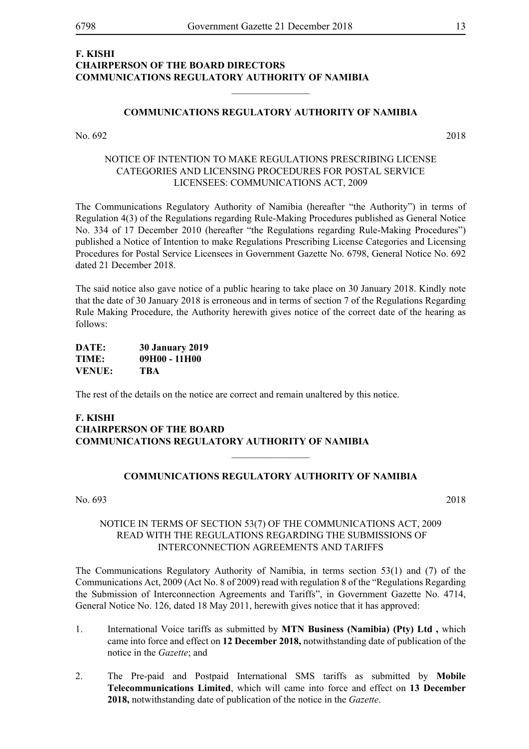**F. KISHI**
**CHAIRPERSON OF THE BOARD DIRECTORS**
**COMMUNICATIONS REGULATORY AUTHORITY OF NAMIBIA**

________________

## COMMUNICATIONS REGULATORY AUTHORITY OF NAMIBIA

No. 692 2018

### NOTICE OF INTENTION TO MAKE REGULATIONS PRESCRIBING LICENSE CATEGORIES AND LICENSING PROCEDURES FOR POSTAL SERVICE LICENSEES: COMMUNICATIONS ACT, 2009

The Communications Regulatory Authority of Namibia (hereafter "the Authority") in terms of Regulation 4(3) of the Regulations regarding Rule-Making Procedures published as General Notice No. 334 of 17 December 2010 (hereafter "the Regulations regarding Rule-Making Procedures") published a Notice of Intention to make Regulations Prescribing License Categories and Licensing Procedures for Postal Service Licensees in Government Gazette No. 6798, General Notice No. 692 dated 21 December 2018.

The said notice also gave notice of a public hearing to take place on 30 January 2018. Kindly note that the date of 30 January 2018 is erroneous and in terms of section 7 of the Regulations Regarding Rule Making Procedure, the Authority herewith gives notice of the correct date of the hearing as follows:

**DATE:** **30 January 2019**
**TIME:** **09H00 - 11H00**
**VENUE:** **TBA**

The rest of the details on the notice are correct and remain unaltered by this notice.

**F. KISHI**
**CHAIRPERSON OF THE BOARD**
**COMMUNICATIONS REGULATORY AUTHORITY OF NAMIBIA**

________________

## COMMUNICATIONS REGULATORY AUTHORITY OF NAMIBIA

No. 693 2018

### NOTICE IN TERMS OF SECTION 53(7) OF THE COMMUNICATIONS ACT, 2009 READ WITH THE REGULATIONS REGARDING THE SUBMISSIONS OF INTERCONNECTION AGREEMENTS AND TARIFFS

The Communications Regulatory Authority of Namibia, in terms section 53(1) and (7) of the Communications Act, 2009 (Act No. 8 of 2009) read with regulation 8 of the "Regulations Regarding the Submission of Interconnection Agreements and Tariffs", in Government Gazette No. 4714, General Notice No. 126, dated 18 May 2011, herewith gives notice that it has approved:

1. International Voice tariffs as submitted by **MTN Business (Namibia) (Pty) Ltd ,** which came into force and effect on **12 December 2018,** notwithstanding date of publication of the notice in the *Gazette*; and

2. The Pre-paid and Postpaid International SMS tariffs as submitted by **Mobile Telecommunications Limited**, which will came into force and effect on **13 December 2018,** notwithstanding date of publication of the notice in the *Gazette*.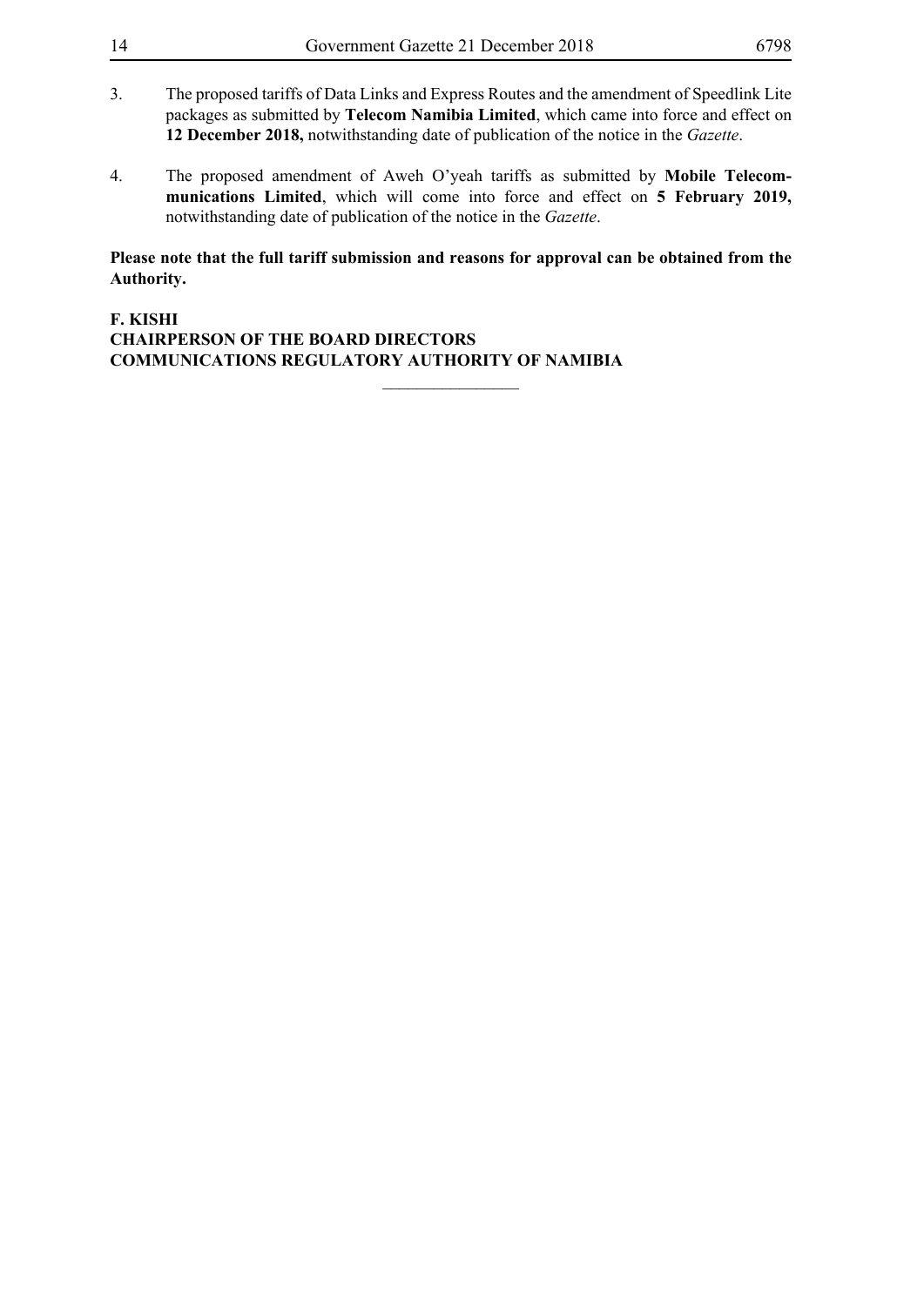3. The proposed tariffs of Data Links and Express Routes and the amendment of Speedlink Lite packages as submitted by **Telecom Namibia Limited**, which came into force and effect on **12 December 2018,** notwithstanding date of publication of the notice in the *Gazette*.

4. The proposed amendment of Aweh O'yeah tariffs as submitted by **Mobile Telecommunications Limited**, which will come into force and effect on **5 February 2019,** notwithstanding date of publication of the notice in the *Gazette*.

**Please note that the full tariff submission and reasons for approval can be obtained from the Authority.**

**F. KISHI**
**CHAIRPERSON OF THE BOARD DIRECTORS**
**COMMUNICATIONS REGULATORY AUTHORITY OF NAMIBIA**

________________